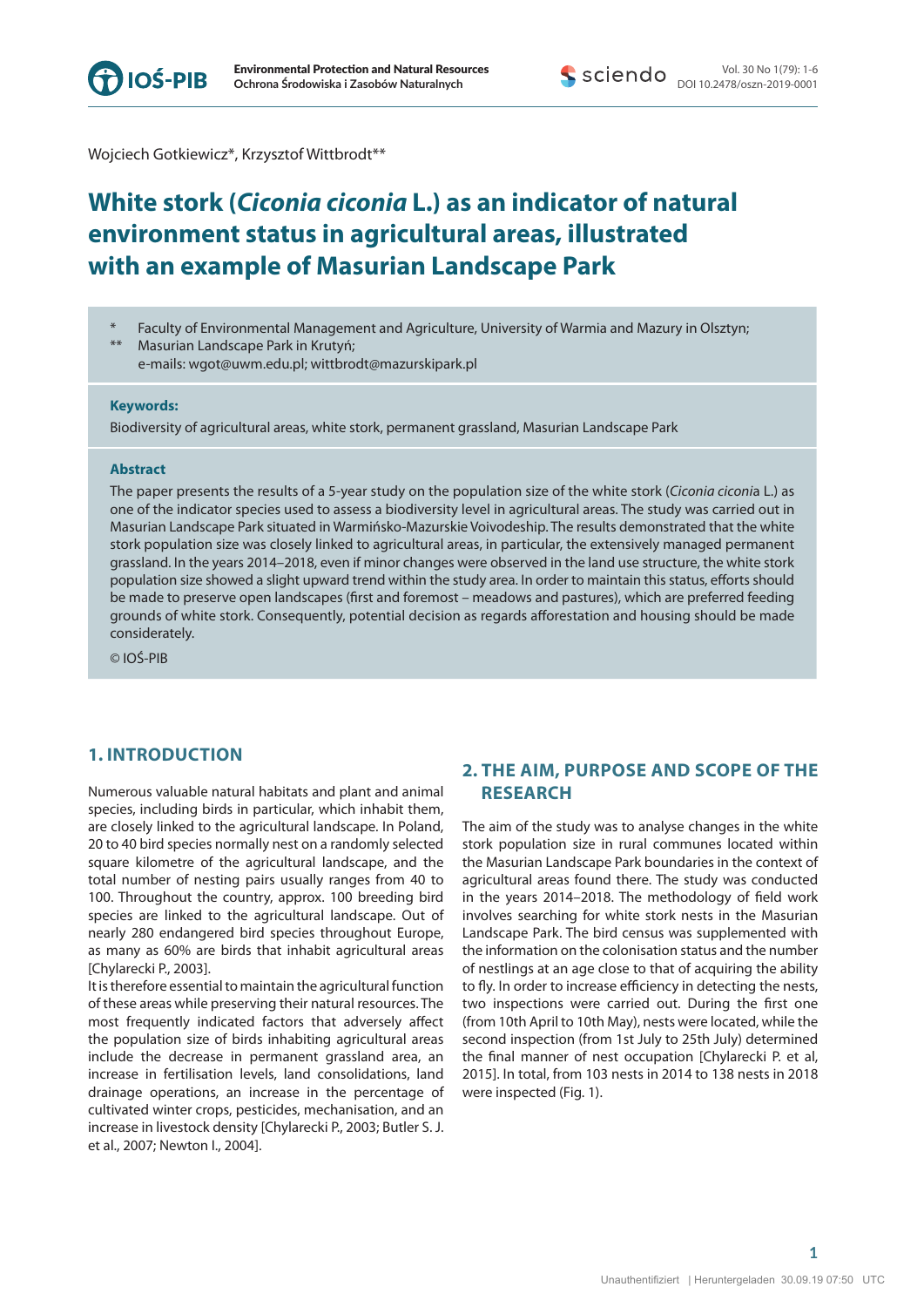Wojciech Gotkiewicz*, Krzysztof Wittbrodt**

# White stork (*Ciconia ciconia* L.) as an indicator of natural environment status in agricultural areas, illustrated with an example of Masurian Landscape Park

\* Faculty of Environmental Management and Agriculture, University of Warmia and Mazury in Olsztyn;
\*\* Masurian Landscape Park in Krutyń;
e-mails: wgot@uwm.edu.pl; wittbrodt@mazurskipark.pl

**Keywords:**

Biodiversity of agricultural areas, white stork, permanent grassland, Masurian Landscape Park

**Abstract**

The paper presents the results of a 5-year study on the population size of the white stork (*Ciconia ciconia* L.) as one of the indicator species used to assess a biodiversity level in agricultural areas. The study was carried out in Masurian Landscape Park situated in Warmińsko-Mazurskie Voivodeship. The results demonstrated that the white stork population size was closely linked to agricultural areas, in particular, the extensively managed permanent grassland. In the years 2014–2018, even if minor changes were observed in the land use structure, the white stork population size showed a slight upward trend within the study area. In order to maintain this status, efforts should be made to preserve open landscapes (first and foremost – meadows and pastures), which are preferred feeding grounds of white stork. Consequently, potential decision as regards afforestation and housing should be made considerately.

© IOŚ-PIB

## 1. INTRODUCTION

Numerous valuable natural habitats and plant and animal species, including birds in particular, which inhabit them, are closely linked to the agricultural landscape. In Poland, 20 to 40 bird species normally nest on a randomly selected square kilometre of the agricultural landscape, and the total number of nesting pairs usually ranges from 40 to 100. Throughout the country, approx. 100 breeding bird species are linked to the agricultural landscape. Out of nearly 280 endangered bird species throughout Europe, as many as 60% are birds that inhabit agricultural areas [Chylarecki P., 2003].

It is therefore essential to maintain the agricultural function of these areas while preserving their natural resources. The most frequently indicated factors that adversely affect the population size of birds inhabiting agricultural areas include the decrease in permanent grassland area, an increase in fertilisation levels, land consolidations, land drainage operations, an increase in the percentage of cultivated winter crops, pesticides, mechanisation, and an increase in livestock density [Chylarecki P., 2003; Butler S. J. et al., 2007; Newton I., 2004].

## 2. THE AIM, PURPOSE AND SCOPE OF THE RESEARCH

The aim of the study was to analyse changes in the white stork population size in rural communes located within the Masurian Landscape Park boundaries in the context of agricultural areas found there. The study was conducted in the years 2014–2018. The methodology of field work involves searching for white stork nests in the Masurian Landscape Park. The bird census was supplemented with the information on the colonisation status and the number of nestlings at an age close to that of acquiring the ability to fly. In order to increase efficiency in detecting the nests, two inspections were carried out. During the first one (from 10th April to 10th May), nests were located, while the second inspection (from 1st July to 25th July) determined the final manner of nest occupation [Chylarecki P. et al, 2015]. In total, from 103 nests in 2014 to 138 nests in 2018 were inspected (Fig. 1).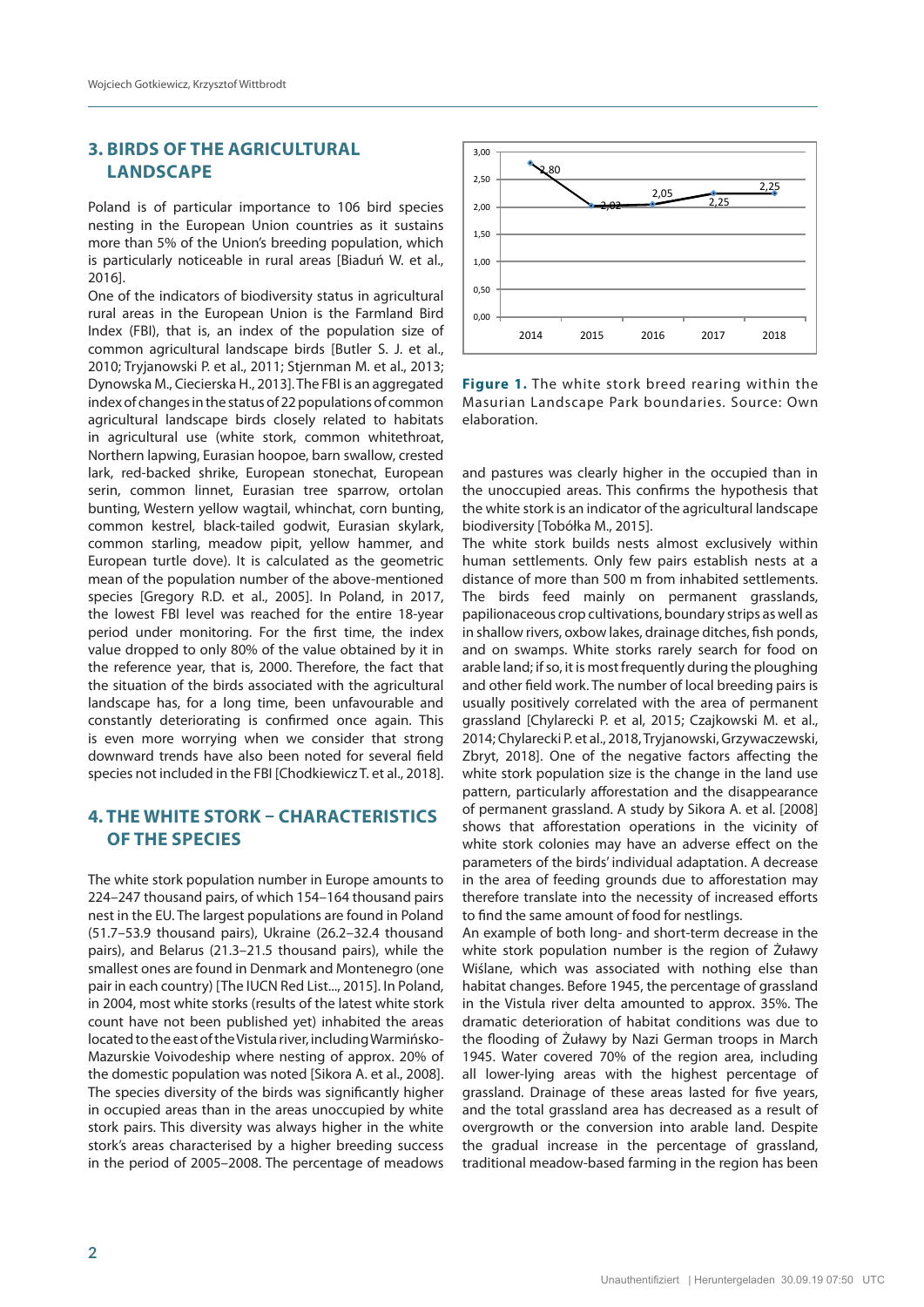## 3. BIRDS OF THE AGRICULTURAL LANDSCAPE

Poland is of particular importance to 106 bird species nesting in the European Union countries as it sustains more than 5% of the Union's breeding population, which is particularly noticeable in rural areas [Biaduń W. et al., 2016].

One of the indicators of biodiversity status in agricultural rural areas in the European Union is the Farmland Bird Index (FBI), that is, an index of the population size of common agricultural landscape birds [Butler S. J. et al., 2010; Tryjanowski P. et al., 2011; Stjernman M. et al., 2013; Dynowska M., Ciecierska H., 2013]. The FBI is an aggregated index of changes in the status of 22 populations of common agricultural landscape birds closely related to habitats in agricultural use (white stork, common whitethroat, Northern lapwing, Eurasian hoopoe, barn swallow, crested lark, red-backed shrike, European stonechat, European serin, common linnet, Eurasian tree sparrow, ortolan bunting, Western yellow wagtail, whinchat, corn bunting, common kestrel, black-tailed godwit, Eurasian skylark, common starling, meadow pipit, yellow hammer, and European turtle dove). It is calculated as the geometric mean of the population number of the above-mentioned species [Gregory R.D. et al., 2005]. In Poland, in 2017, the lowest FBI level was reached for the entire 18-year period under monitoring. For the first time, the index value dropped to only 80% of the value obtained by it in the reference year, that is, 2000. Therefore, the fact that the situation of the birds associated with the agricultural landscape has, for a long time, been unfavourable and constantly deteriorating is confirmed once again. This is even more worrying when we consider that strong downward trends have also been noted for several field species not included in the FBI [Chodkiewicz T. et al., 2018].

## 4. THE WHITE STORK – CHARACTERISTICS OF THE SPECIES

The white stork population number in Europe amounts to 224–247 thousand pairs, of which 154–164 thousand pairs nest in the EU. The largest populations are found in Poland (51.7–53.9 thousand pairs), Ukraine (26.2–32.4 thousand pairs), and Belarus (21.3–21.5 thousand pairs), while the smallest ones are found in Denmark and Montenegro (one pair in each country) [The IUCN Red List..., 2015]. In Poland, in 2004, most white storks (results of the latest white stork count have not been published yet) inhabited the areas located to the east of the Vistula river, including Warmińsko-Mazurskie Voivodeship where nesting of approx. 20% of the domestic population was noted [Sikora A. et al., 2008]. The species diversity of the birds was significantly higher in occupied areas than in the areas unoccupied by white stork pairs. This diversity was always higher in the white stork's areas characterised by a higher breeding success in the period of 2005–2008. The percentage of meadows and pastures was clearly higher in the occupied than in the unoccupied areas. This confirms the hypothesis that the white stork is an indicator of the agricultural landscape biodiversity [Tobółka M., 2015].

| Year | Value |
|---|---|
| 2014 | 2,80 |
| 2015 | 2,02 |
| 2016 | 2,05 |
| 2017 | 2,25 |
| 2018 | 2,25 |

**Figure 1.** The white stork breed rearing within the Masurian Landscape Park boundaries. Source: Own elaboration.

The white stork builds nests almost exclusively within human settlements. Only few pairs establish nests at a distance of more than 500 m from inhabited settlements. The birds feed mainly on permanent grasslands, papilionaceous crop cultivations, boundary strips as well as in shallow rivers, oxbow lakes, drainage ditches, fish ponds, and on swamps. White storks rarely search for food on arable land; if so, it is most frequently during the ploughing and other field work. The number of local breeding pairs is usually positively correlated with the area of permanent grassland [Chylarecki P. et al, 2015; Czajkowski M. et al., 2014; Chylarecki P. et al., 2018, Tryjanowski, Grzywaczewski, Zbryt, 2018]. One of the negative factors affecting the white stork population size is the change in the land use pattern, particularly afforestation and the disappearance of permanent grassland. A study by Sikora A. et al. [2008] shows that afforestation operations in the vicinity of white stork colonies may have an adverse effect on the parameters of the birds' individual adaptation. A decrease in the area of feeding grounds due to afforestation may therefore translate into the necessity of increased efforts to find the same amount of food for nestlings.

An example of both long- and short-term decrease in the white stork population number is the region of Żuławy Wiślane, which was associated with nothing else than habitat changes. Before 1945, the percentage of grassland in the Vistula river delta amounted to approx. 35%. The dramatic deterioration of habitat conditions was due to the flooding of Żuławy by Nazi German troops in March 1945. Water covered 70% of the region area, including all lower-lying areas with the highest percentage of grassland. Drainage of these areas lasted for five years, and the total grassland area has decreased as a result of overgrowth or the conversion into arable land. Despite the gradual increase in the percentage of grassland, traditional meadow-based farming in the region has been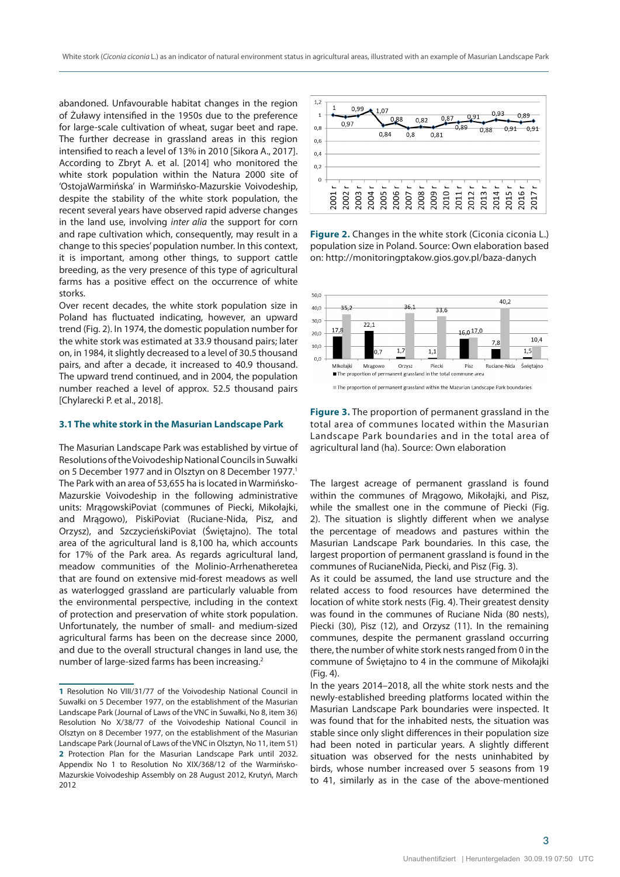abandoned. Unfavourable habitat changes in the region of Żuławy intensified in the 1950s due to the preference for large-scale cultivation of wheat, sugar beet and rape. The further decrease in grassland areas in this region intensified to reach a level of 13% in 2010 [Sikora A., 2017]. According to Zbryt A. et al. [2014] who monitored the white stork population within the Natura 2000 site of 'OstojaWarmińska' in Warmińsko-Mazurskie Voivodeship, despite the stability of the white stork population, the recent several years have observed rapid adverse changes in the land use, involving *inter alia* the support for corn and rape cultivation which, consequently, may result in a change to this species' population number. In this context, it is important, among other things, to support cattle breeding, as the very presence of this type of agricultural farms has a positive effect on the occurrence of white storks.

Over recent decades, the white stork population size in Poland has fluctuated indicating, however, an upward trend (Fig. 2). In 1974, the domestic population number for the white stork was estimated at 33.9 thousand pairs; later on, in 1984, it slightly decreased to a level of 30.5 thousand pairs, and after a decade, it increased to 40.9 thousand. The upward trend continued, and in 2004, the population number reached a level of approx. 52.5 thousand pairs [Chylarecki P. et al., 2018].

### 3.1 The white stork in the Masurian Landscape Park

The Masurian Landscape Park was established by virtue of Resolutions of the Voivodeship National Councils in Suwałki on 5 December 1977 and in Olsztyn on 8 December 1977.[1] The Park with an area of 53,655 ha is located in Warmińsko-Mazurskie Voivodeship in the following administrative units: MrągowskiPoviat (communes of Piecki, Mikołajki, and Mrągowo), PiskiPoviat (Ruciane-Nida, Pisz, and Orzysz), and SzczycieńskiPoviat (Świętajno). The total area of the agricultural land is 8,100 ha, which accounts for 17% of the Park area. As regards agricultural land, meadow communities of the Molinio-Arrhenatheretea that are found on extensive mid-forest meadows as well as waterlogged grassland are particularly valuable from the environmental perspective, including in the context of protection and preservation of white stork population. Unfortunately, the number of small- and medium-sized agricultural farms has been on the decrease since 2000, and due to the overall structural changes in land use, the number of large-sized farms has been increasing.[2]

**Figure 2.** Changes in the white stork (Ciconia ciconia L.) population size in Poland. Source: Own elaboration based on: http://monitoringptakow.gios.gov.pl/baza-danych

**Figure 3.** The proportion of permanent grassland in the total area of communes located within the Masurian Landscape Park boundaries and in the total area of agricultural land (ha). Source: Own elaboration

The largest acreage of permanent grassland is found within the communes of Mrągowo, Mikołajki, and Pisz, while the smallest one in the commune of Piecki (Fig. 2). The situation is slightly different when we analyse the percentage of meadows and pastures within the Masurian Landscape Park boundaries. In this case, the largest proportion of permanent grassland is found in the communes of RucianeNida, Piecki, and Pisz (Fig. 3).

As it could be assumed, the land use structure and the related access to food resources have determined the location of white stork nests (Fig. 4). Their greatest density was found in the communes of Ruciane Nida (80 nests), Piecki (30), Pisz (12), and Orzysz (11). In the remaining communes, despite the permanent grassland occurring there, the number of white stork nests ranged from 0 in the commune of Świętajno to 4 in the commune of Mikołajki (Fig. 4).

In the years 2014–2018, all the white stork nests and the newly-established breeding platforms located within the Masurian Landscape Park boundaries were inspected. It was found that for the inhabited nests, the situation was stable since only slight differences in their population size had been noted in particular years. A slightly different situation was observed for the nests uninhabited by birds, whose number increased over 5 seasons from 19 to 41, similarly as in the case of the above-mentioned

---

[1] Resolution No VIII/31/77 of the Voivodeship National Council in Suwałki on 5 December 1977, on the establishment of the Masurian Landscape Park (Journal of Laws of the VNC in Suwałki, No 8, item 36) Resolution No X/38/77 of the Voivodeship National Council in Olsztyn on 8 December 1977, on the establishment of the Masurian Landscape Park (Journal of Laws of the VNC in Olsztyn, No 11, item 51)

[2] Protection Plan for the Masurian Landscape Park until 2032. Appendix No 1 to Resolution No XIX/368/12 of the Warmińsko-Mazurskie Voivodeship Assembly on 28 August 2012, Krutyń, March 2012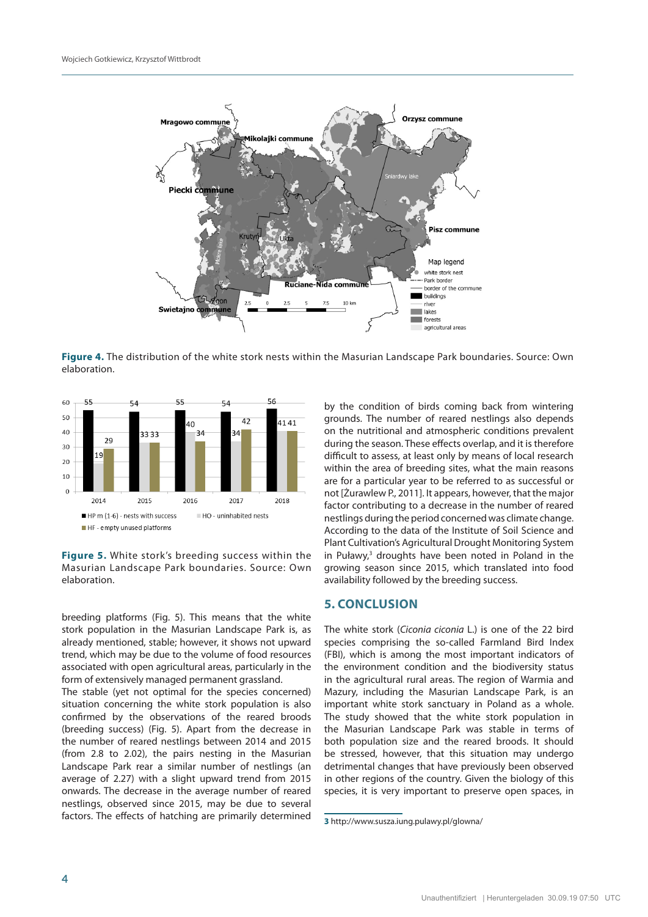**Figure 4.** The distribution of the white stork nests within the Masurian Landscape Park boundaries. Source: Own elaboration.

**Figure 5.** White stork's breeding success within the Masurian Landscape Park boundaries. Source: Own elaboration.

breeding platforms (Fig. 5). This means that the white stork population in the Masurian Landscape Park is, as already mentioned, stable; however, it shows not upward trend, which may be due to the volume of food resources associated with open agricultural areas, particularly in the form of extensively managed permanent grassland.

The stable (yet not optimal for the species concerned) situation concerning the white stork population is also confirmed by the observations of the reared broods (breeding success) (Fig. 5). Apart from the decrease in the number of reared nestlings between 2014 and 2015 (from 2.8 to 2.02), the pairs nesting in the Masurian Landscape Park rear a similar number of nestlings (an average of 2.27) with a slight upward trend from 2015 onwards. The decrease in the average number of reared nestlings, observed since 2015, may be due to several factors. The effects of hatching are primarily determined by the condition of birds coming back from wintering grounds. The number of reared nestlings also depends on the nutritional and atmospheric conditions prevalent during the season. These effects overlap, and it is therefore difficult to assess, at least only by means of local research within the area of breeding sites, what the main reasons are for a particular year to be referred to as successful or not [Żurawlew P., 2011]. It appears, however, that the major factor contributing to a decrease in the number of reared nestlings during the period concerned was climate change. According to the data of the Institute of Soil Science and Plant Cultivation's Agricultural Drought Monitoring System in Puławy,[3] droughts have been noted in Poland in the growing season since 2015, which translated into food availability followed by the breeding success.

## 5. CONCLUSION

The white stork (*Ciconia ciconia* L.) is one of the 22 bird species comprising the so-called Farmland Bird Index (FBI), which is among the most important indicators of the environment condition and the biodiversity status in the agricultural rural areas. The region of Warmia and Mazury, including the Masurian Landscape Park, is an important white stork sanctuary in Poland as a whole. The study showed that the white stork population in the Masurian Landscape Park was stable in terms of both population size and the reared broods. It should be stressed, however, that this situation may undergo detrimental changes that have previously been observed in other regions of the country. Given the biology of this species, it is very important to preserve open spaces, in

3 http://www.susza.iung.pulawy.pl/glowna/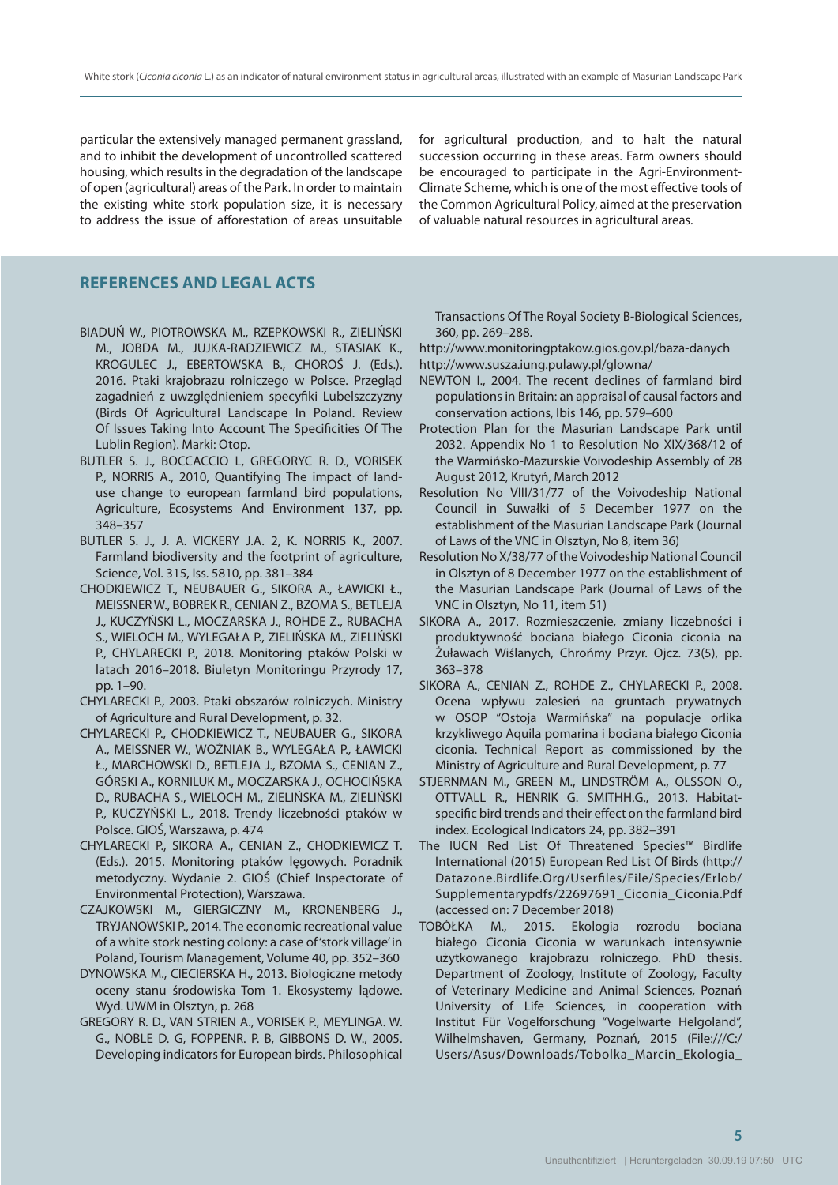particular the extensively managed permanent grassland, and to inhibit the development of uncontrolled scattered housing, which results in the degradation of the landscape of open (agricultural) areas of the Park. In order to maintain the existing white stork population size, it is necessary to address the issue of afforestation of areas unsuitable for agricultural production, and to halt the natural succession occurring in these areas. Farm owners should be encouraged to participate in the Agri-Environment-Climate Scheme, which is one of the most effective tools of the Common Agricultural Policy, aimed at the preservation of valuable natural resources in agricultural areas.

## REFERENCES AND LEGAL ACTS

BIADUŃ W., PIOTROWSKA M., RZEPKOWSKI R., ZIELIŃSKI M., JOBDA M., JUJKA-RADZIEWICZ M., STASIAK K., KROGULEC J., EBERTOWSKA B., CHOROŚ J. (Eds.). 2016. Ptaki krajobrazu rolniczego w Polsce. Przegląd zagadnień z uwzględnieniem specyfiki Lubelszczyzny (Birds Of Agricultural Landscape In Poland. Review Of Issues Taking Into Account The Specificities Of The Lublin Region). Marki: Otop.

BUTLER S. J., BOCCACCIO L, GREGORYC R. D., VORISEK P., NORRIS A., 2010, Quantifying The impact of land-use change to european farmland bird populations, Agriculture, Ecosystems And Environment 137, pp. 348–357

BUTLER S. J., J. A. VICKERY J.A. 2, K. NORRIS K., 2007. Farmland biodiversity and the footprint of agriculture, Science, Vol. 315, Iss. 5810, pp. 381–384

CHODKIEWICZ T., NEUBAUER G., SIKORA A., ŁAWICKI Ł., MEISSNER W., BOBREK R., CENIAN Z., BZOMA S., BETLEJA J., KUCZYŃSKI L., MOCZARSKA J., ROHDE Z., RUBACHA S., WIELOCH M., WYLEGAŁA P., ZIELIŃSKA M., ZIELIŃSKI P., CHYLARECKI P., 2018. Monitoring ptaków Polski w latach 2016–2018. Biuletyn Monitoringu Przyrody 17, pp. 1–90.

CHYLARECKI P., 2003. Ptaki obszarów rolniczych. Ministry of Agriculture and Rural Development, p. 32.

CHYLARECKI P., CHODKIEWICZ T., NEUBAUER G., SIKORA A., MEISSNER W., WOŹNIAK B., WYLEGAŁA P., ŁAWICKI Ł., MARCHOWSKI D., BETLEJA J., BZOMA S., CENIAN Z., GÓRSKI A., KORNILUK M., MOCZARSKA J., OCHOCIŃSKA D., RUBACHA S., WIELOCH M., ZIELIŃSKA M., ZIELIŃSKI P., KUCZYŃSKI L., 2018. Trendy liczebności ptaków w Polsce. GIOŚ, Warszawa, p. 474

CHYLARECKI P., SIKORA A., CENIAN Z., CHODKIEWICZ T. (Eds.). 2015. Monitoring ptaków lęgowych. Poradnik metodyczny. Wydanie 2. GIOŚ (Chief Inspectorate of Environmental Protection), Warszawa.

CZAJKOWSKI M., GIERGICZNY M., KRONENBERG J., TRYJANOWSKI P., 2014. The economic recreational value of a white stork nesting colony: a case of 'stork village' in Poland, Tourism Management, Volume 40, pp. 352–360

DYNOWSKA M., CIECIERSKA H., 2013. Biologiczne metody oceny stanu środowiska Tom 1. Ekosystemy lądowe. Wyd. UWM in Olsztyn, p. 268

GREGORY R. D., VAN STRIEN A., VORISEK P., MEYLINGA. W. G., NOBLE D. G, FOPPENR. P. B, GIBBONS D. W., 2005. Developing indicators for European birds. Philosophical Transactions Of The Royal Society B-Biological Sciences, 360, pp. 269–288.

http://www.monitoringptakow.gios.gov.pl/baza-danych

http://www.susza.iung.pulawy.pl/glowna/

NEWTON I., 2004. The recent declines of farmland bird populations in Britain: an appraisal of causal factors and conservation actions, Ibis 146, pp. 579–600

Protection Plan for the Masurian Landscape Park until 2032. Appendix No 1 to Resolution No XIX/368/12 of the Warmińsko-Mazurskie Voivodeship Assembly of 28 August 2012, Krutyń, March 2012

Resolution No VIII/31/77 of the Voivodeship National Council in Suwałki of 5 December 1977 on the establishment of the Masurian Landscape Park (Journal of Laws of the VNC in Olsztyn, No 8, item 36)

Resolution No X/38/77 of the Voivodeship National Council in Olsztyn of 8 December 1977 on the establishment of the Masurian Landscape Park (Journal of Laws of the VNC in Olsztyn, No 11, item 51)

SIKORA A., 2017. Rozmieszczenie, zmiany liczebności i produktywność bociana białego Ciconia ciconia na Żuławach Wiślanych, Chrońmy Przyr. Ojcz. 73(5), pp. 363–378

SIKORA A., CENIAN Z., ROHDE Z., CHYLARECKI P., 2008. Ocena wpływu zalesień na gruntach prywatnych w OSOP "Ostoja Warmińska" na populacje orlika krzykliwego Aquila pomarina i bociana białego Ciconia ciconia. Technical Report as commissioned by the Ministry of Agriculture and Rural Development, p. 77

STJERNMAN M., GREEN M., LINDSTRÖM A., OLSSON O., OTTVALL R., HENRIK G. SMITHH.G., 2013. Habitat-specific bird trends and their effect on the farmland bird index. Ecological Indicators 24, pp. 382–391

The IUCN Red List Of Threatened Species™ Birdlife International (2015) European Red List Of Birds (http://Datazone.Birdlife.Org/Userfiles/File/Species/Erlob/Supplementarypdfs/22697691_Ciconia_Ciconia.Pdf (accessed on: 7 December 2018)

TOBÓŁKA M., 2015. Ekologia rozrodu bociana białego Ciconia Ciconia w warunkach intensywnie użytkowanego krajobrazu rolniczego. PhD thesis. Department of Zoology, Institute of Zoology, Faculty of Veterinary Medicine and Animal Sciences, Poznań University of Life Sciences, in cooperation with Institut Für Vogelforschung "Vogelwarte Helgoland", Wilhelmshaven, Germany, Poznań, 2015 (File:///C:/Users/Asus/Downloads/Tobolka_Marcin_Ekologia_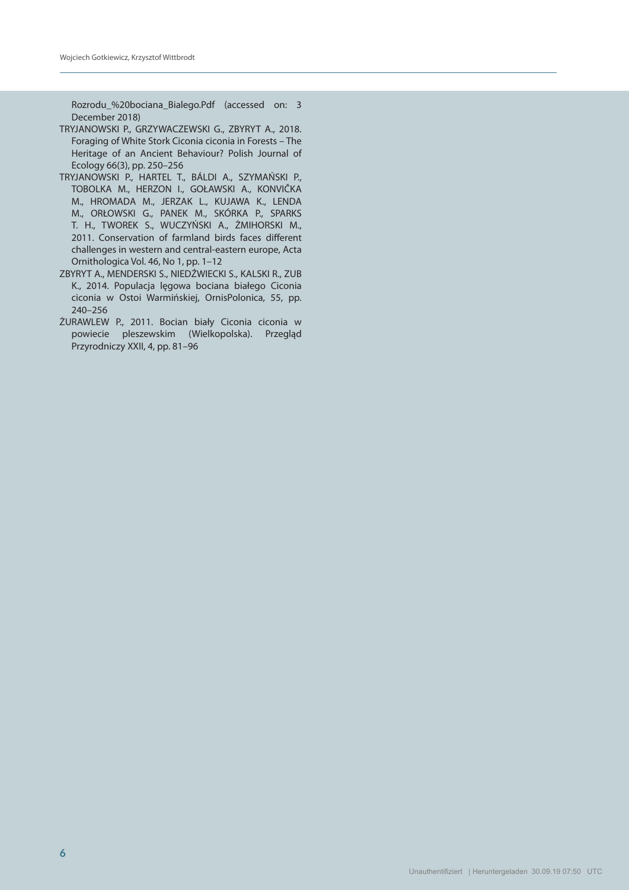Rozrodu_%20bociana_Bialego.Pdf (accessed on: 3 December 2018)

TRYJANOWSKI P., GRZYWACZEWSKI G., ZBYRYT A., 2018. Foraging of White Stork Ciconia ciconia in Forests – The Heritage of an Ancient Behaviour? Polish Journal of Ecology 66(3), pp. 250–256

TRYJANOWSKI P., HARTEL T., BÁLDI A., SZYMAŃSKI P., TOBOLKA M., HERZON I., GOŁAWSKI A., KONVIČKA M., HROMADA M., JERZAK L., KUJAWA K., LENDA M., ORŁOWSKI G., PANEK M., SKÓRKA P., SPARKS T. H., TWOREK S., WUCZYŃSKI A., ŻMIHORSKI M., 2011. Conservation of farmland birds faces different challenges in western and central-eastern europe, Acta Ornithologica Vol. 46, No 1, pp. 1–12

ZBYRYT A., MENDERSKI S., NIEDŹWIECKI S., KALSKI R., ZUB K., 2014. Populacja lęgowa bociana białego Ciconia ciconia w Ostoi Warmińskiej, OrnisPolonica, 55, pp. 240–256

ŻURAWLEW P., 2011. Bocian biały Ciconia ciconia w powiecie pleszewskim (Wielkopolska). Przegląd Przyrodniczy XXII, 4, pp. 81–96